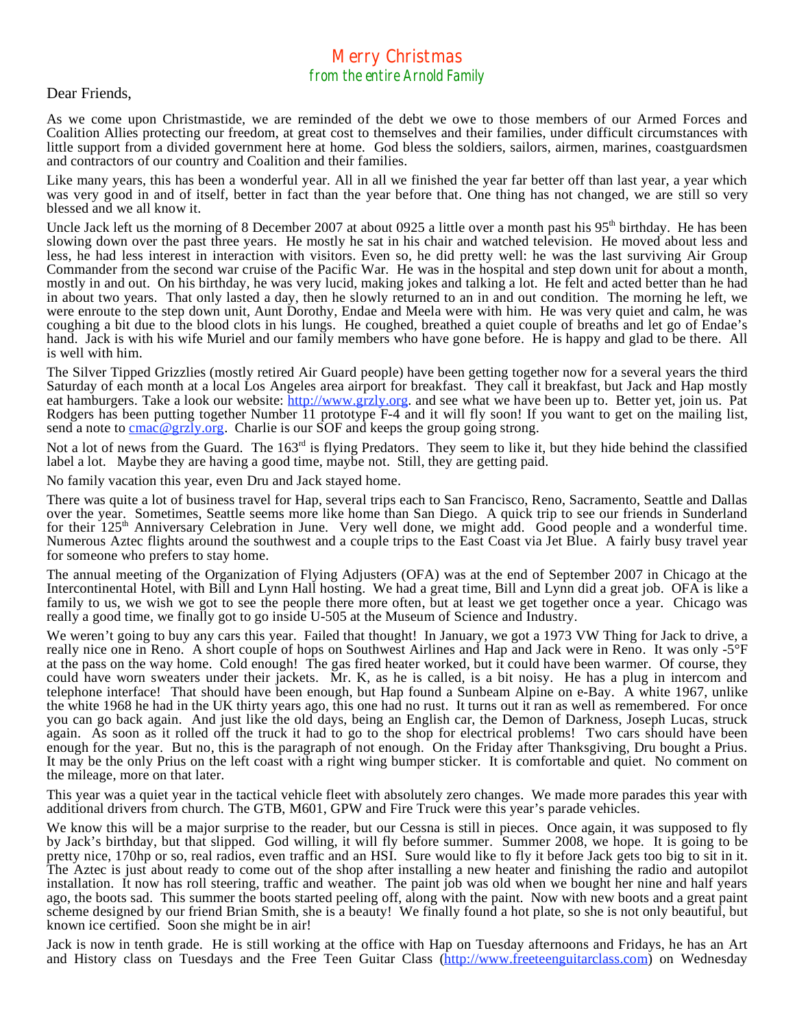# Merry Christmas

*from the entire Arnold Family*

Dear Friends,

As we come upon Christmastide, we are reminded of the debt we owe to those members of our Armed Forces and Coalition Allies protecting our freedom, at great cost to themselves and their families, under difficult circumstances with little support from a divided government here at home. God bless the soldiers, sailors, airmen, marines, coastguardsmen and contractors of our country and Coalition and their families.

Like many years, this has been a wonderful year. All in all we finished the year far better off than last year, a year which was very good in and of itself, better in fact than the year before that. One thing has not changed, we are still so very blessed and we all know it.

Uncle Jack left us the morning of 8 December 2007 at about 0925 a little over a month past his 95th birthday. He has been slowing down over the past three years. He mostly he sat in his chair and watched television. He moved about less and less, he had less interest in interaction with visitors. Even so, he did pretty well: he was the last surviving Air Group Commander from the second war cruise of the Pacific War. He was in the hospital and step down unit for about a month, mostly in and out. On his birthday, he was very lucid, making jokes and talking a lot. He felt and acted better than he had in about two years. That only lasted a day, then he slowly returned to an in and out condition. The morning he left, we were enroute to the step down unit, Aunt Dorothy, Endae and Meela were with him. He was very quiet and calm, he was coughing a bit due to the blood clots in his lungs. He coughed, breathed a quiet couple of breaths and let go of Endae's hand. Jack is with his wife Muriel and our family members who have gone before. He is happy and glad to be there. All is well with him.

The Silver Tipped Grizzlies (mostly retired Air Guard people) have been getting together now for a several years the third Saturday of each month at a local Los Angeles area airport for breakfast. They call it breakfast, but Jack and Hap mostly eat hamburgers. Take a look our website: http://www.grzly.org. and see what we have been up to. Better yet, join us. Pat Rodgers has been putting together Number 11 prototype F-4 and it will fly soon! If you want to get on the mailing list, send a note to cmac@grzly.org. Charlie is our SOF and keeps the group going strong.

Not a lot of news from the Guard. The 163rd is flying Predators. They seem to like it, but they hide behind the classified label a lot. Maybe they are having a good time, maybe not. Still, they are getting paid.

No family vacation this year, even Dru and Jack stayed home.

There was quite a lot of business travel for Hap, several trips each to San Francisco, Reno, Sacramento, Seattle and Dallas over the year. Sometimes, Seattle seems more like home than San Diego. A quick trip to see our friends in Sunderland for their 125th Anniversary Celebration in June. Very well done, we might add. Good people and a wonderful time. Numerous Aztec flights around the southwest and a couple trips to the East Coast via Jet Blue. A fairly busy travel year for someone who prefers to stay home.

The annual meeting of the Organization of Flying Adjusters (OFA) was at the end of September 2007 in Chicago at the Intercontinental Hotel, with Bill and Lynn Hall hosting. We had a great time, Bill and Lynn did a great job. OFA is like a family to us, we wish we got to see the people there more often, but at least we get together once a year. Chicago was really a good time, we finally got to go inside U-505 at the Museum of Science and Industry.

We weren't going to buy any cars this year. Failed that thought! In January, we got a 1973 VW Thing for Jack to drive, a really nice one in Reno. A short couple of hops on Southwest Airlines and Hap and Jack were in Reno. It was only -5°F at the pass on the way home. Cold enough! The gas fired heater worked, but it could have been warmer. Of course, they could have worn sweaters under their jackets. Mr. K, as he is called, is a bit noisy. He has a plug in intercom and telephone interface! That should have been enough, but Hap found a Sunbeam Alpine on e-Bay. A white 1967, unlike the white 1968 he had in the UK thirty years ago, this one had no rust. It turns out it ran as well as remembered. For once you can go back again. And just like the old days, being an English car, the Demon of Darkness, Joseph Lucas, struck again. As soon as it rolled off the truck it had to go to the shop for electrical problems! Two cars should have been enough for the year. But no, this is the paragraph of not enough. On the Friday after Thanksgiving, Dru bought a Prius. It may be the only Prius on the left coast with a right wing bumper sticker. It is comfortable and quiet. No comment on the mileage, more on that later.

This year was a quiet year in the tactical vehicle fleet with absolutely zero changes. We made more parades this year with additional drivers from church. The GTB, M601, GPW and Fire Truck were this year's parade vehicles.

We know this will be a major surprise to the reader, but our Cessna is still in pieces. Once again, it was supposed to fly by Jack's birthday, but that slipped. God willing, it will fly before summer. Summer 2008, we hope. It is going to be pretty nice, 170hp or so, real radios, even traffic and an HSI. Sure would like to fly it before Jack gets too big to sit in it. The Aztec is just about ready to come out of the shop after installing a new heater and finishing the radio and autopilot installation. It now has roll steering, traffic and weather. The paint job was old when we bought her nine and half years ago, the boots sad. This summer the boots started peeling off, along with the paint. Now with new boots and a great paint scheme designed by our friend Brian Smith, she is a beauty! We finally found a hot plate, so she is not only beautiful, but known ice certified. Soon she might be in air!

Jack is now in tenth grade. He is still working at the office with Hap on Tuesday afternoons and Fridays, he has an Art and History class on Tuesdays and the Free Teen Guitar Class (http://www.freeteenguitarclass.com) on Wednesday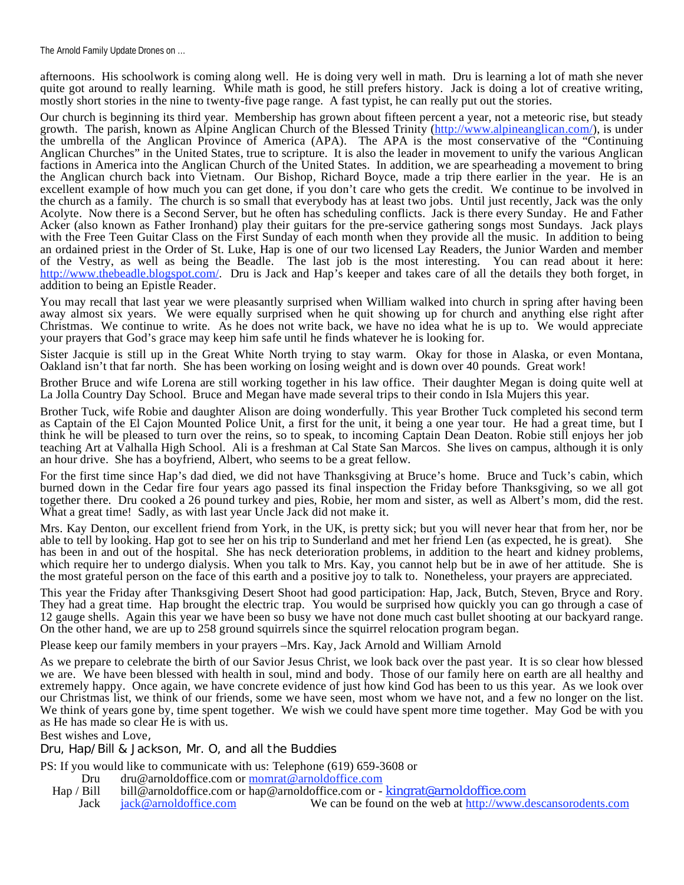afternoons. His schoolwork is coming along well. He is doing very well in math. Dru is learning a lot of math she never quite got around to really learning. While math is good, he still prefers history. Jack is doing a lot of creative writing, mostly short stories in the nine to twenty-five page range. A fast typist, he can really put out the stories.

Our church is beginning its third year. Membership has grown about fifteen percent a year, not a meteoric rise, but steady growth. The parish, known as Alpine Anglican Church of the Blessed Trinity (http://www.alpineanglican.com/), is under the umbrella of the Anglican Province of America (APA). The APA is the most conservative of the "Continuing Anglican Churches" in the United States, true to scripture. It is also the leader in movement to unify the various Anglican factions in America into the Anglican Church of the United States. In addition, we are spearheading a movement to bring the Anglican church back into Vietnam. Our Bishop, Richard Boyce, made a trip there earlier in the year. He is an excellent example of how much you can get done, if you don't care who gets the credit. We continue to be involved in the church as a family. The church is so small that everybody has at least two jobs. Until just recently, Jack was the only Acolyte. Now there is a Second Server, but he often has scheduling conflicts. Jack is there every Sunday. He and Father Acker (also known as Father Ironhand) play their guitars for the pre-service gathering songs most Sundays. Jack plays with the Free Teen Guitar Class on the First Sunday of each month when they provide all the music. In addition to being an ordained priest in the Order of St. Luke, Hap is one of our two licensed Lay Readers, the Junior Warden and member of the Vestry, as well as being the Beadle. The last job is the most interesting. You can read about it here: http://www.thebeadle.blogspot.com/. Dru is Jack and Hap's keeper and takes care of all the details they both forget, in addition to being an Epistle Reader.

You may recall that last year we were pleasantly surprised when William walked into church in spring after having been away almost six years. We were equally surprised when he quit showing up for church and anything else right after Christmas. We continue to write. As he does not write back, we have no idea what he is up to. We would appreciate your prayers that God's grace may keep him safe until he finds whatever he is looking for.

Sister Jacquie is still up in the Great White North trying to stay warm. Okay for those in Alaska, or even Montana, Oakland isn't that far north. She has been working on losing weight and is down over 40 pounds. Great work!

Brother Bruce and wife Lorena are still working together in his law office. Their daughter Megan is doing quite well at La Jolla Country Day School. Bruce and Megan have made several trips to their condo in Isla Mujers this year.

Brother Tuck, wife Robie and daughter Alison are doing wonderfully. This year Brother Tuck completed his second term as Captain of the El Cajon Mounted Police Unit, a first for the unit, it being a one year tour. He had a great time, but I think he will be pleased to turn over the reins, so to speak, to incoming Captain Dean Deaton. Robie still enjoys her job teaching Art at Valhalla High School. Ali is a freshman at Cal State San Marcos. She lives on campus, although it is only an hour drive. She has a boyfriend, Albert, who seems to be a great fellow.

For the first time since Hap's dad died, we did not have Thanksgiving at Bruce's home. Bruce and Tuck's cabin, which burned down in the Cedar fire four years ago passed its final inspection the Friday before Thanksgiving, so we all got together there. Dru cooked a 26 pound turkey and pies, Robie, her mom and sister, as well as Albert's mom, did the rest. What a great time! Sadly, as with last year Uncle Jack did not make it.

Mrs. Kay Denton, our excellent friend from York, in the UK, is pretty sick; but you will never hear that from her, nor be able to tell by looking. Hap got to see her on his trip to Sunderland and met her friend Len (as expected, he is great). She has been in and out of the hospital. She has neck deterioration problems, in addition to the heart and kidney problems, which require her to undergo dialysis. When you talk to Mrs. Kay, you cannot help but be in awe of her attitude. She is the most grateful person on the face of this earth and a positive joy to talk to. Nonetheless, your prayers are appreciated.

This year the Friday after Thanksgiving Desert Shoot had good participation: Hap, Jack, Butch, Steven, Bryce and Rory. They had a great time. Hap brought the electric trap. You would be surprised how quickly you can go through a case of 12 gauge shells. Again this year we have been so busy we have not done much cast bullet shooting at our backyard range. On the other hand, we are up to 258 ground squirrels since the squirrel relocation program began.

Please keep our family members in your prayers –Mrs. Kay, Jack Arnold and William Arnold

As we prepare to celebrate the birth of our Savior Jesus Christ, we look back over the past year. It is so clear how blessed we are. We have been blessed with health in soul, mind and body. Those of our family here on earth are all healthy and extremely happy. Once again, we have concrete evidence of just how kind God has been to us this year. As we look over our Christmas list, we think of our friends, some we have seen, most whom we have not, and a few no longer on the list. We think of years gone by, time spent together. We wish we could have spent more time together. May God be with you as He has made so clear He is with us.

Best wishes and Love,

Dru, Hap/Bill & Jackson, Mr. O, and all the Buddies

PS: If you would like to communicate with us: Telephone (619) 659-3608 or

Dru dru@arnoldoffice.com or momrat@arnoldoffice.com
Hap / Bill bill@arnoldoffice.com or hap@arnoldoffice.com or - kingrat@arnoldoffice.com
Jack jack@arnoldoffice.com We can be found on the web at http://www.descansorodents.com